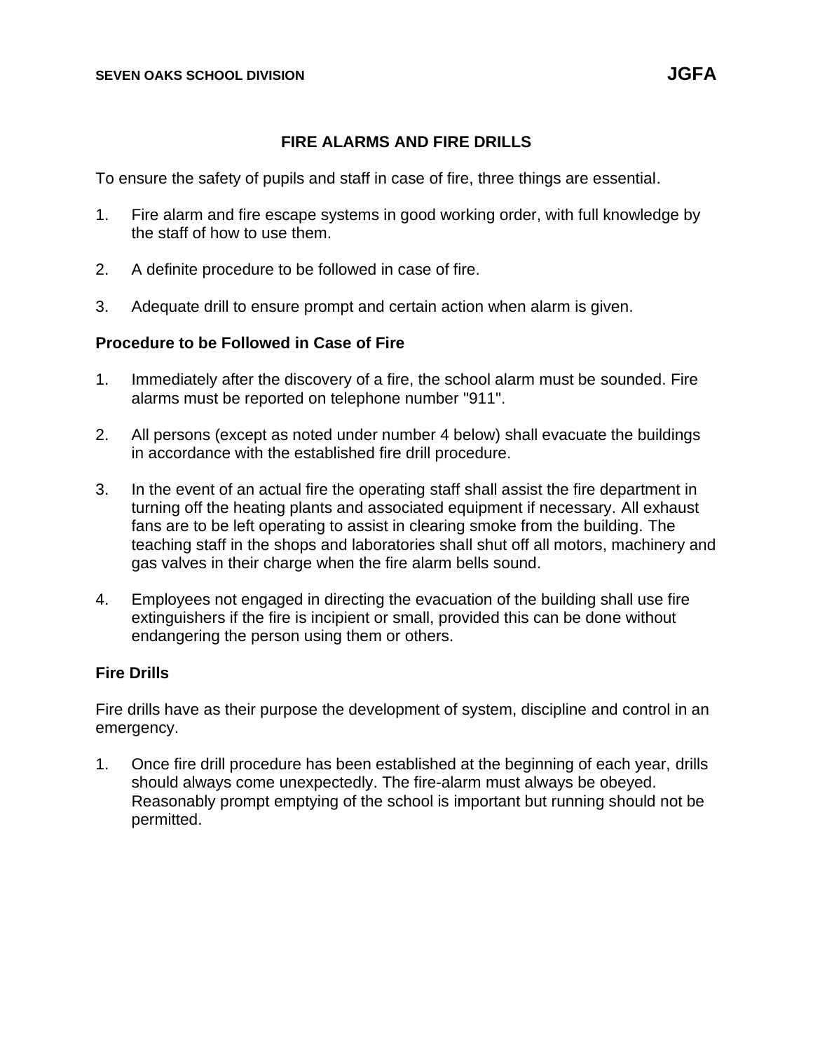SEVEN OAKS SCHOOL DIVISION **JGFA**

# FIRE ALARMS AND FIRE DRILLS

To ensure the safety of pupils and staff in case of fire, three things are essential.

1. Fire alarm and fire escape systems in good working order, with full knowledge by the staff of how to use them.

2. A definite procedure to be followed in case of fire.

3. Adequate drill to ensure prompt and certain action when alarm is given.

## Procedure to be Followed in Case of Fire

1. Immediately after the discovery of a fire, the school alarm must be sounded. Fire alarms must be reported on telephone number "911".

2. All persons (except as noted under number 4 below) shall evacuate the buildings in accordance with the established fire drill procedure.

3. In the event of an actual fire the operating staff shall assist the fire department in turning off the heating plants and associated equipment if necessary. All exhaust fans are to be left operating to assist in clearing smoke from the building. The teaching staff in the shops and laboratories shall shut off all motors, machinery and gas valves in their charge when the fire alarm bells sound.

4. Employees not engaged in directing the evacuation of the building shall use fire extinguishers if the fire is incipient or small, provided this can be done without endangering the person using them or others.

## Fire Drills

Fire drills have as their purpose the development of system, discipline and control in an emergency.

1. Once fire drill procedure has been established at the beginning of each year, drills should always come unexpectedly. The fire-alarm must always be obeyed. Reasonably prompt emptying of the school is important but running should not be permitted.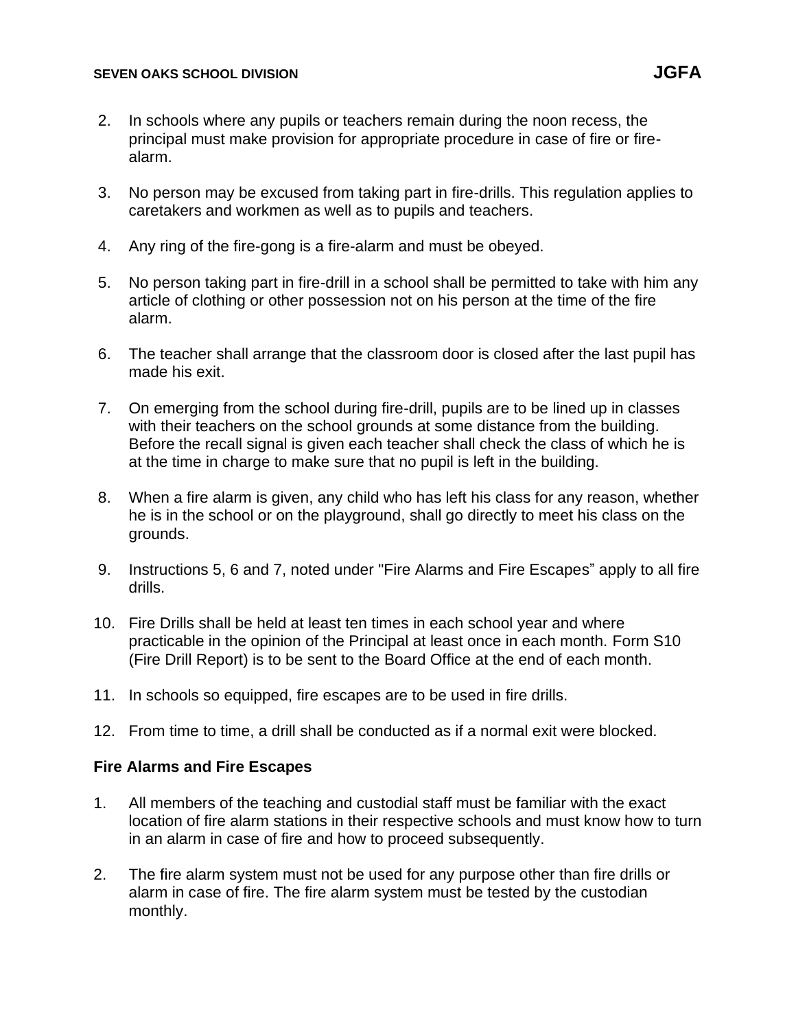2. In schools where any pupils or teachers remain during the noon recess, the principal must make provision for appropriate procedure in case of fire or fire-alarm.

3. No person may be excused from taking part in fire-drills. This regulation applies to caretakers and workmen as well as to pupils and teachers.

4. Any ring of the fire-gong is a fire-alarm and must be obeyed.

5. No person taking part in fire-drill in a school shall be permitted to take with him any article of clothing or other possession not on his person at the time of the fire alarm.

6. The teacher shall arrange that the classroom door is closed after the last pupil has made his exit.

7. On emerging from the school during fire-drill, pupils are to be lined up in classes with their teachers on the school grounds at some distance from the building. Before the recall signal is given each teacher shall check the class of which he is at the time in charge to make sure that no pupil is left in the building.

8. When a fire alarm is given, any child who has left his class for any reason, whether he is in the school or on the playground, shall go directly to meet his class on the grounds.

9. Instructions 5, 6 and 7, noted under "Fire Alarms and Fire Escapes" apply to all fire drills.

10. Fire Drills shall be held at least ten times in each school year and where practicable in the opinion of the Principal at least once in each month. Form S10 (Fire Drill Report) is to be sent to the Board Office at the end of each month.

11. In schools so equipped, fire escapes are to be used in fire drills.

12. From time to time, a drill shall be conducted as if a normal exit were blocked.

**Fire Alarms and Fire Escapes**

1. All members of the teaching and custodial staff must be familiar with the exact location of fire alarm stations in their respective schools and must know how to turn in an alarm in case of fire and how to proceed subsequently.

2. The fire alarm system must not be used for any purpose other than fire drills or alarm in case of fire. The fire alarm system must be tested by the custodian monthly.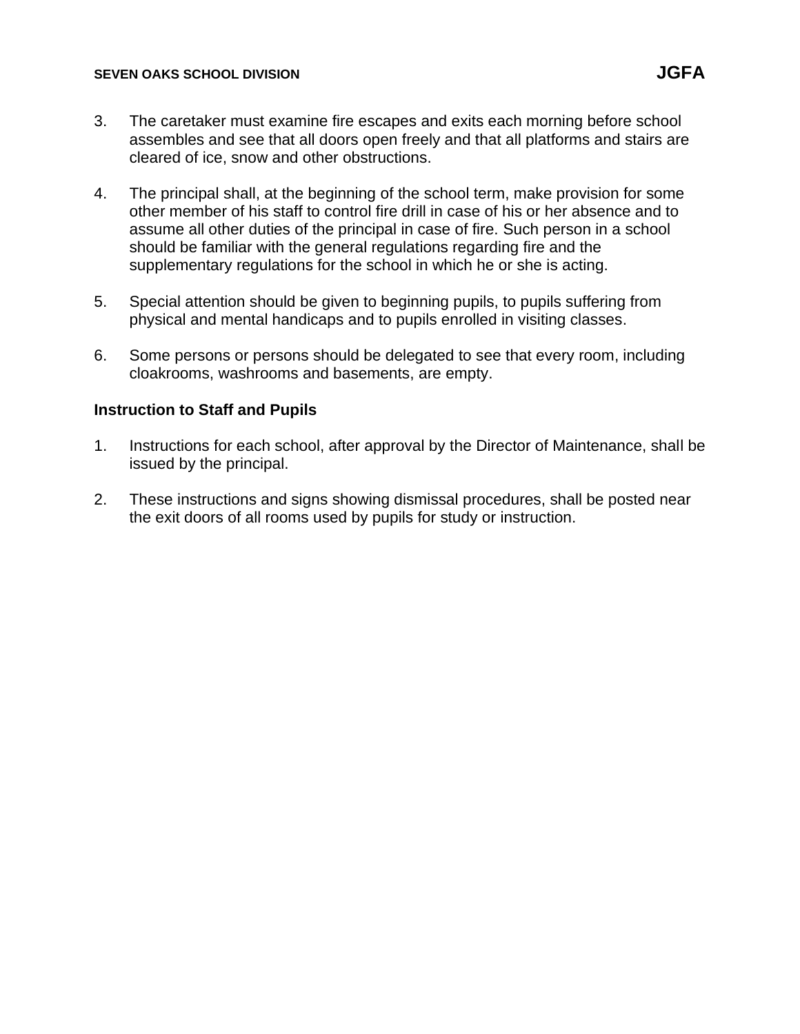3. The caretaker must examine fire escapes and exits each morning before school assembles and see that all doors open freely and that all platforms and stairs are cleared of ice, snow and other obstructions.

4. The principal shall, at the beginning of the school term, make provision for some other member of his staff to control fire drill in case of his or her absence and to assume all other duties of the principal in case of fire. Such person in a school should be familiar with the general regulations regarding fire and the supplementary regulations for the school in which he or she is acting.

5. Special attention should be given to beginning pupils, to pupils suffering from physical and mental handicaps and to pupils enrolled in visiting classes.

6. Some persons or persons should be delegated to see that every room, including cloakrooms, washrooms and basements, are empty.

**Instruction to Staff and Pupils**

1. Instructions for each school, after approval by the Director of Maintenance, shall be issued by the principal.

2. These instructions and signs showing dismissal procedures, shall be posted near the exit doors of all rooms used by pupils for study or instruction.